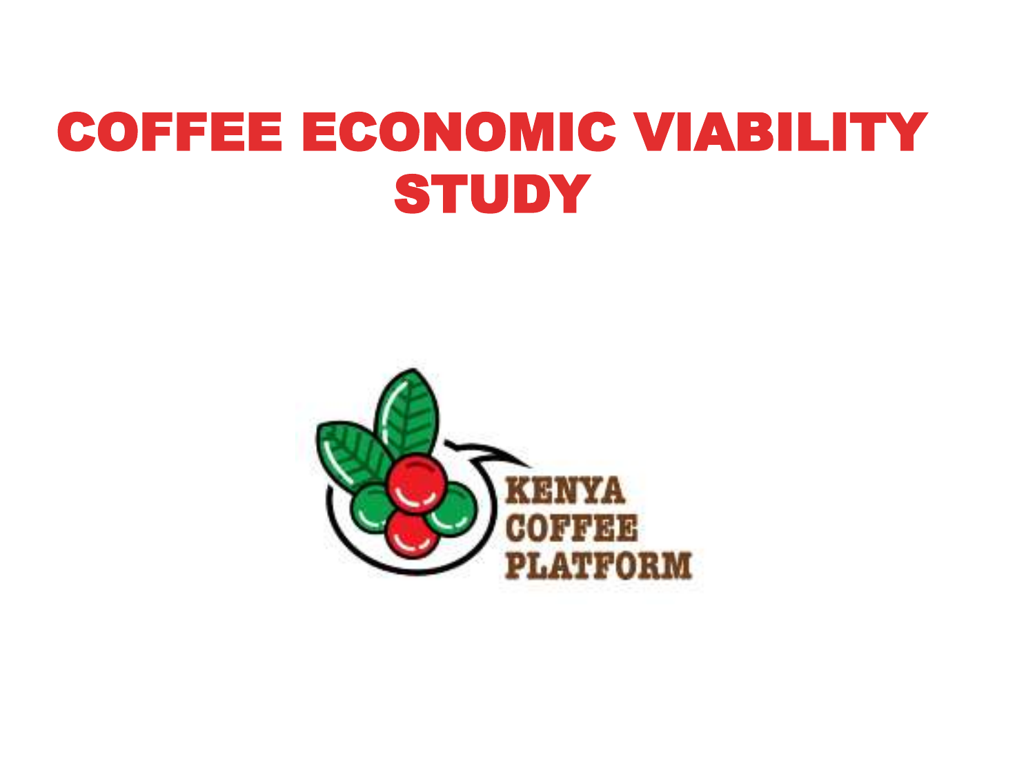# COFFEE ECONOMIC VIABILITY STUDY

KENYA COFFEE PLATFORM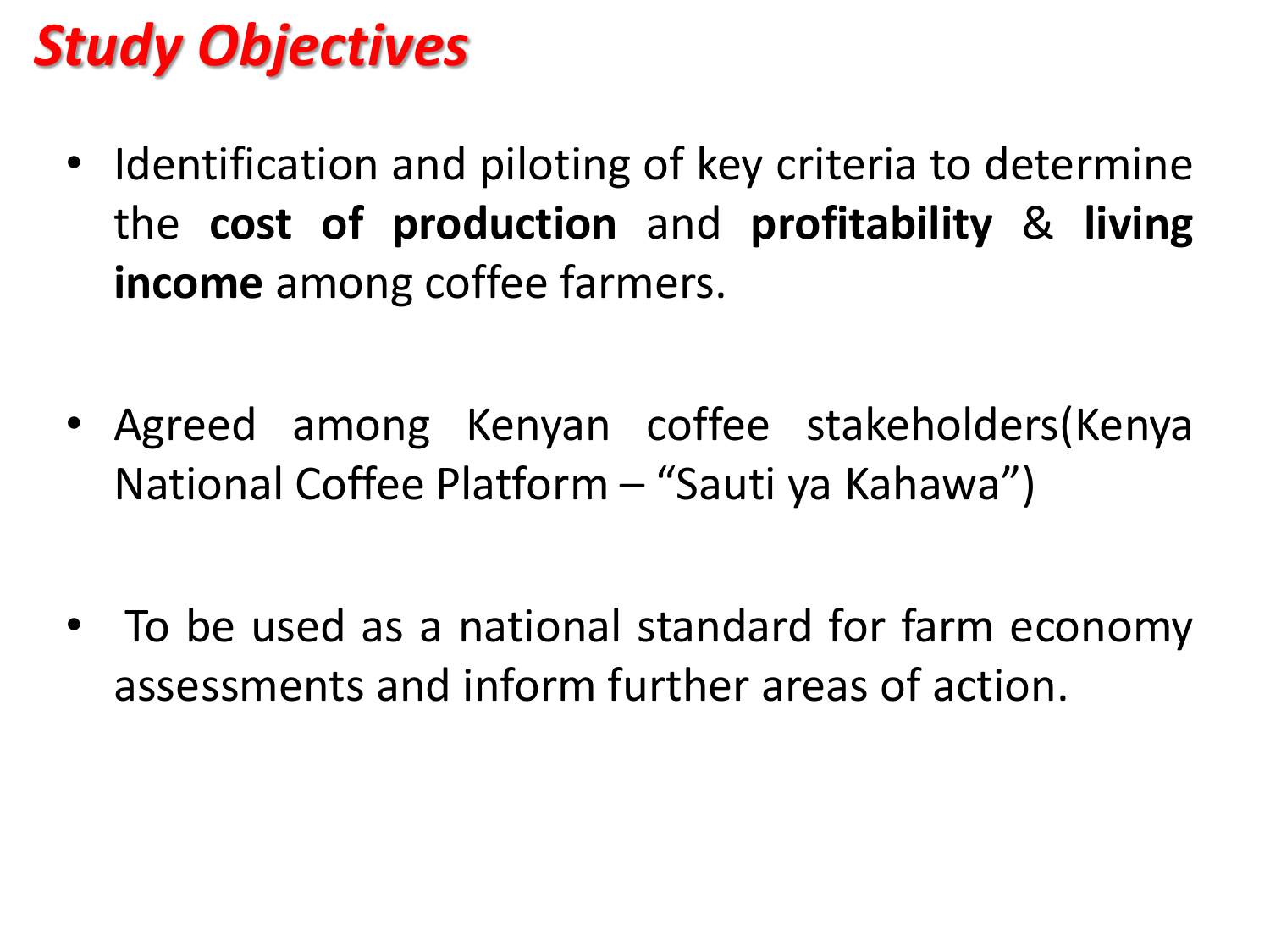# *Study Objectives*

- Identification and piloting of key criteria to determine the **cost of production** and **profitability** & **living income** among coffee farmers.

- Agreed among Kenyan coffee stakeholders(Kenya National Coffee Platform – "Sauti ya Kahawa")

- To be used as a national standard for farm economy assessments and inform further areas of action.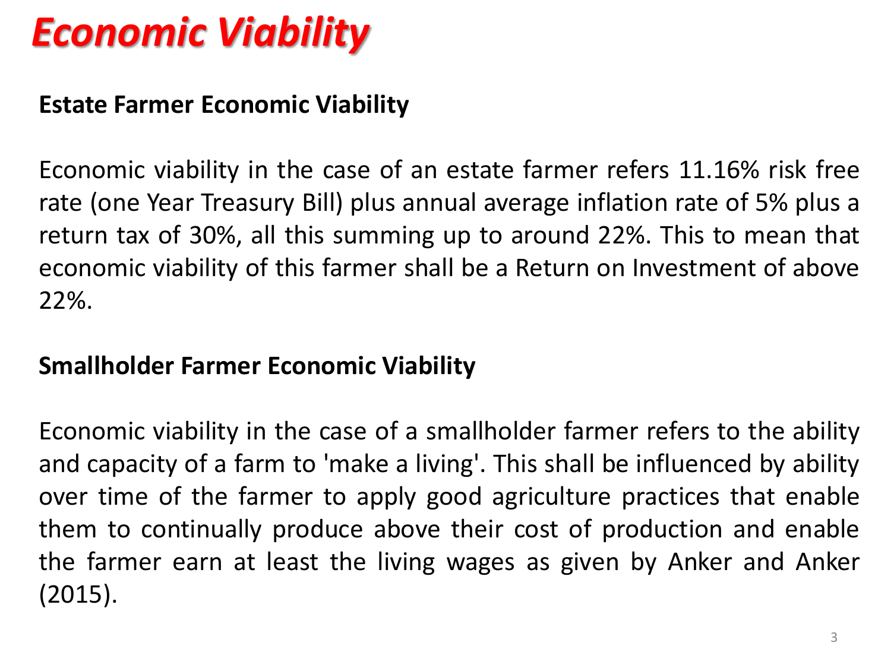# *Economic Viability*

**Estate Farmer Economic Viability**

Economic viability in the case of an estate farmer refers 11.16% risk free rate (one Year Treasury Bill) plus annual average inflation rate of 5% plus a return tax of 30%, all this summing up to around 22%. This to mean that economic viability of this farmer shall be a Return on Investment of above 22%.

**Smallholder Farmer Economic Viability**

Economic viability in the case of a smallholder farmer refers to the ability and capacity of a farm to 'make a living'. This shall be influenced by ability over time of the farmer to apply good agriculture practices that enable them to continually produce above their cost of production and enable the farmer earn at least the living wages as given by Anker and Anker (2015).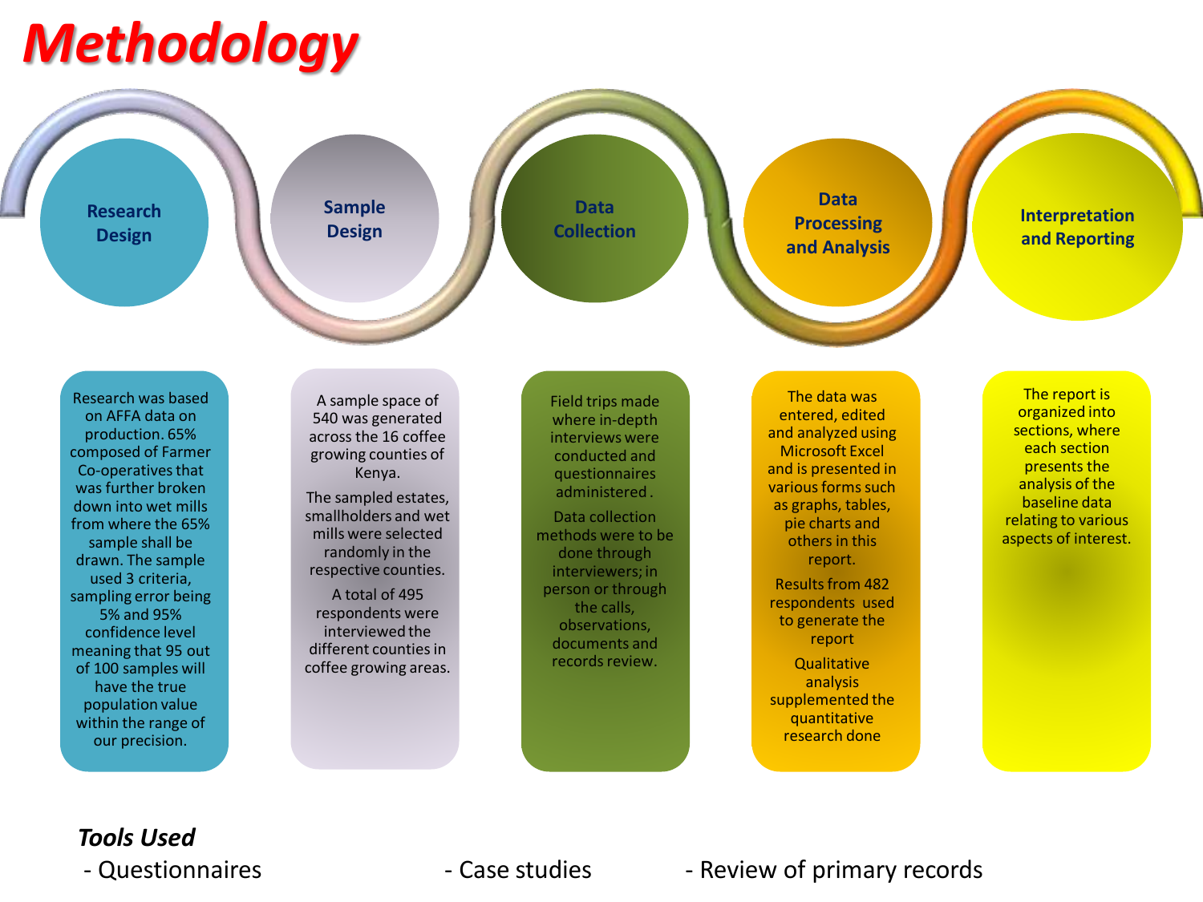# Methodology

### Research Design

Research was based on AFFA data on production. 65% composed of Farmer Co-operatives that was further broken down into wet mills from where the 65% sample shall be drawn. The sample used 3 criteria, sampling error being 5% and 95% confidence level meaning that 95 out of 100 samples will have the true population value within the range of our precision.

### Sample Design

A sample space of 540 was generated across the 16 coffee growing counties of Kenya.

The sampled estates, smallholders and wet mills were selected randomly in the respective counties.

A total of 495 respondents were interviewed the different counties in coffee growing areas.

### Data Collection

Field trips made where in-depth interviews were conducted and questionnaires administered .

Data collection methods were to be done through interviewers; in person or through the calls, observations, documents and records review.

### Data Processing and Analysis

The data was entered, edited and analyzed using Microsoft Excel and is presented in various forms such as graphs, tables, pie charts and others in this report.

Results from 482 respondents used to generate the report

Qualitative analysis supplemented the quantitative research done

### Interpretation and Reporting

The report is organized into sections, where each section presents the analysis of the baseline data relating to various aspects of interest.

***Tools Used***

- Questionnaires
- Case studies
- Review of primary records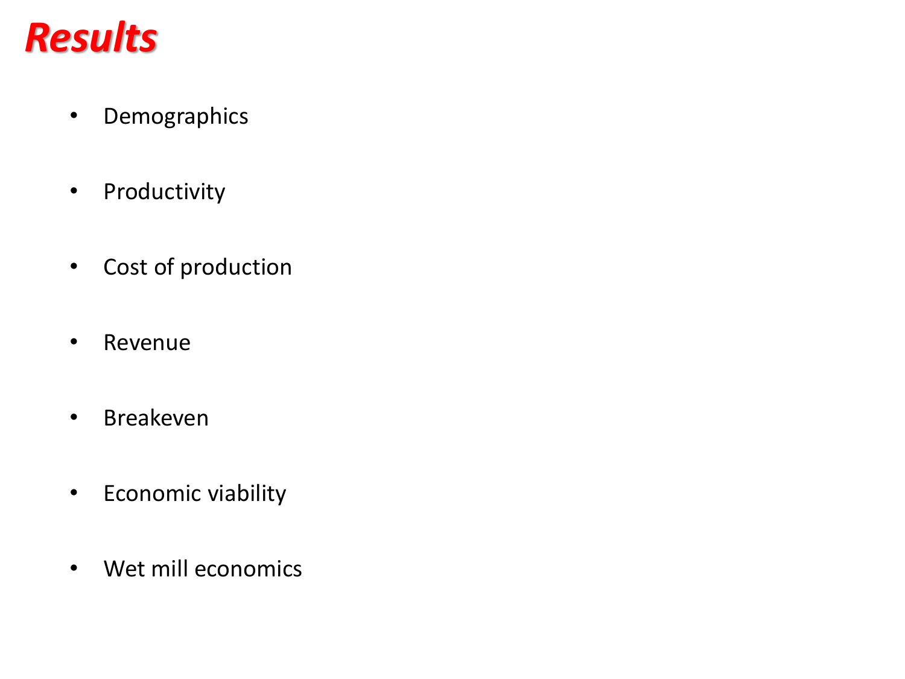# Results

- Demographics
- Productivity
- Cost of production
- Revenue
- Breakeven
- Economic viability
- Wet mill economics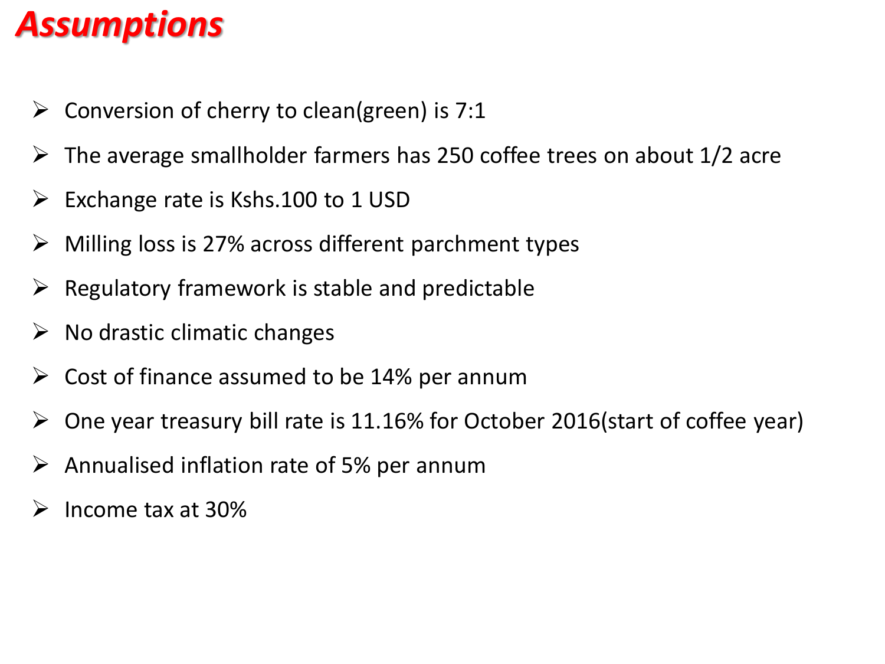# Assumptions

- Conversion of cherry to clean(green) is 7:1
- The average smallholder farmers has 250 coffee trees on about 1/2 acre
- Exchange rate is Kshs.100 to 1 USD
- Milling loss is 27% across different parchment types
- Regulatory framework is stable and predictable
- No drastic climatic changes
- Cost of finance assumed to be 14% per annum
- One year treasury bill rate is 11.16% for October 2016(start of coffee year)
- Annualised inflation rate of 5% per annum
- Income tax at 30%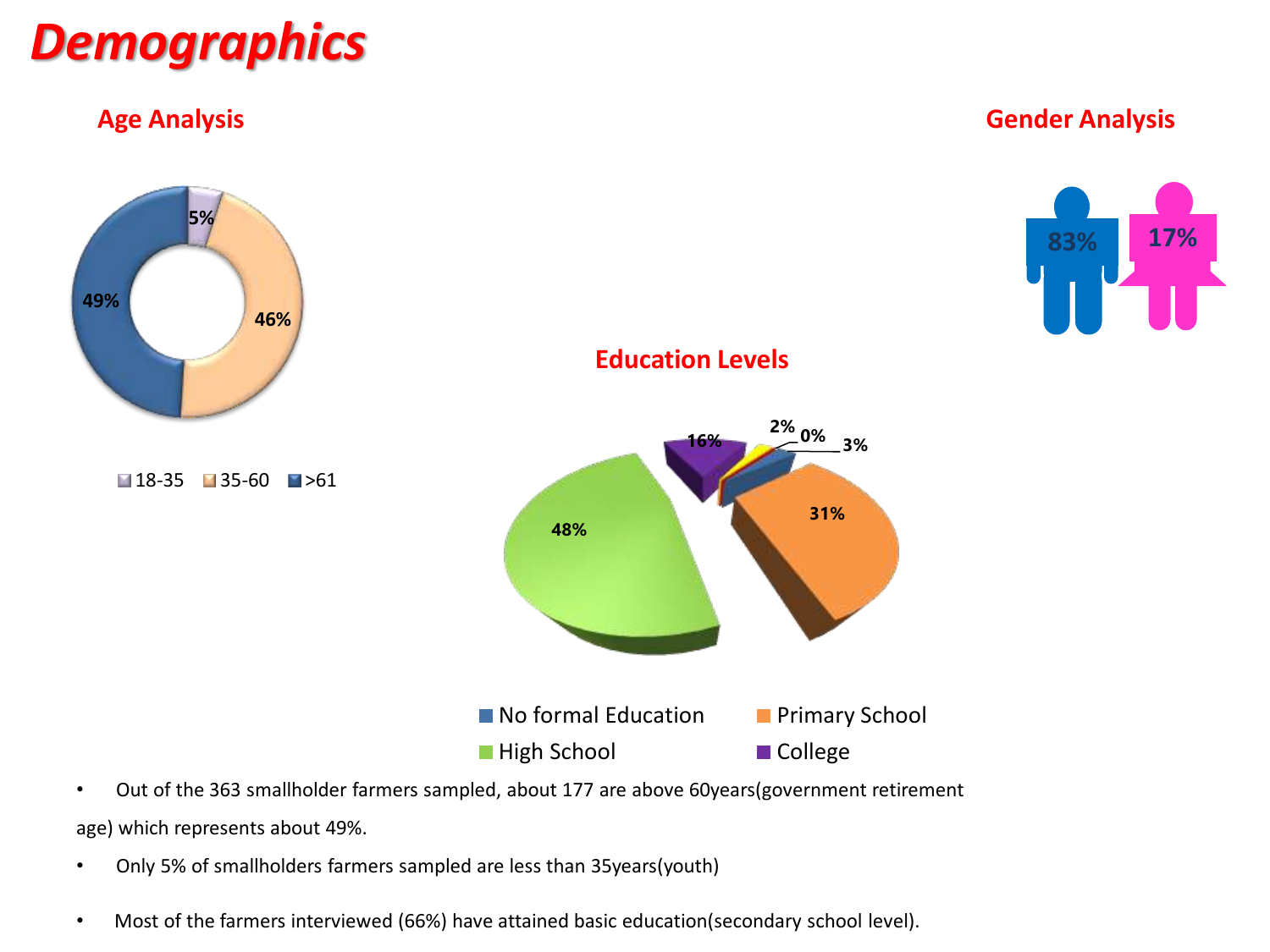# Demographics

## Age Analysis

- 18-35: 5%
- 35-60: 46%
- >61: 49%

## Gender Analysis

83% 17%

## Education Levels

- No formal Education
- Primary School
- High School
- College

48% 31% 16% 3% 2% 0%

- Out of the 363 smallholder farmers sampled, about 177 are above 60years(government retirement age) which represents about 49%.
- Only 5% of smallholders farmers sampled are less than 35years(youth)
- Most of the farmers interviewed (66%) have attained basic education(secondary school level).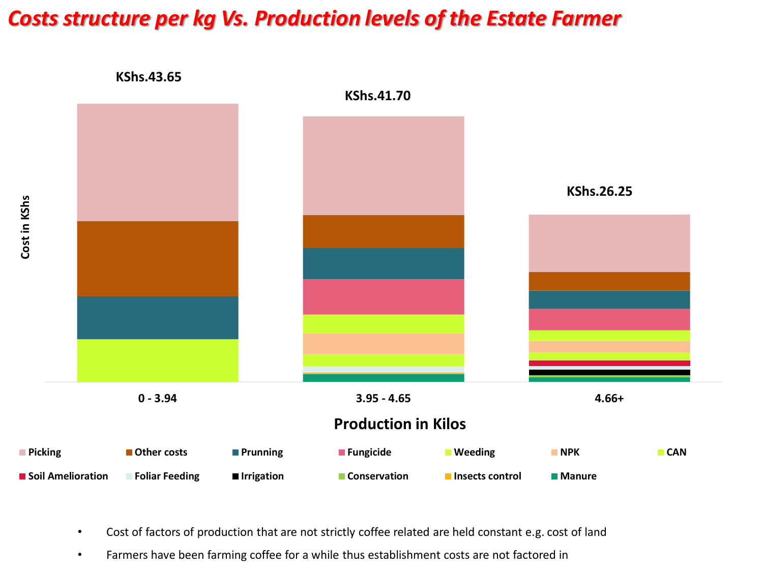# Costs structure per kg Vs. Production levels of the Estate Farmer

Cost in KShs

| Production in Kilos | 0 - 3.94 | 3.95 - 4.65 | 4.66+ |
|---|---|---|---|
| Total cost per kg | KShs.43.65 | KShs.41.70 | KShs.26.25 |

Legend: Picking, Other costs, Prunning, Fungicide, Weeding, NPK, CAN, Soil Amelioration, Foliar Feeding, Irrigation, Conservation, Insects control, Manure

- Cost of factors of production that are not strictly coffee related are held constant e.g. cost of land
- Farmers have been farming coffee for a while thus establishment costs are not factored in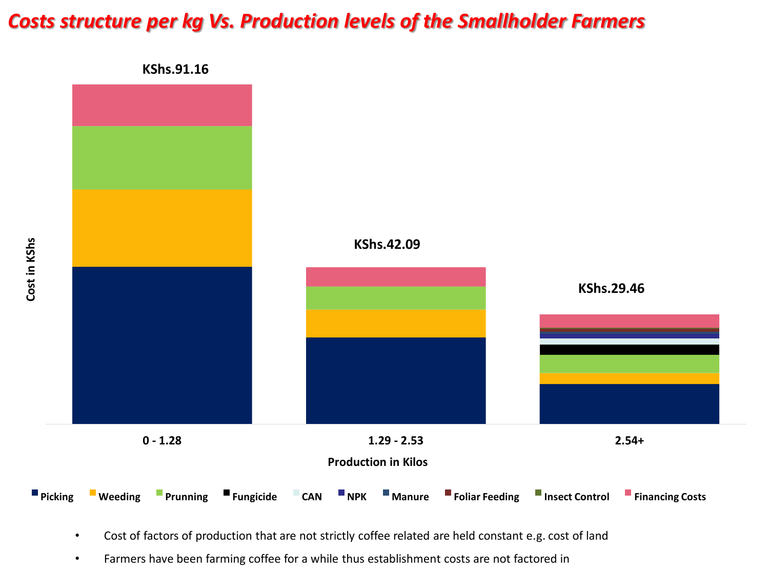# Costs structure per kg Vs. Production levels of the Smallholder Farmers

Cost in KShs

| Production in Kilos | Total cost per kg |
| --- | --- |
| 0 - 1.28 | KShs.91.16 |
| 1.29 - 2.53 | KShs.42.09 |
| 2.54+ | KShs.29.46 |

Legend: Picking, Weeding, Prunning, Fungicide, CAN, NPK, Manure, Foliar Feeding, Insect Control, Financing Costs

- Cost of factors of production that are not strictly coffee related are held constant e.g. cost of land
- Farmers have been farming coffee for a while thus establishment costs are not factored in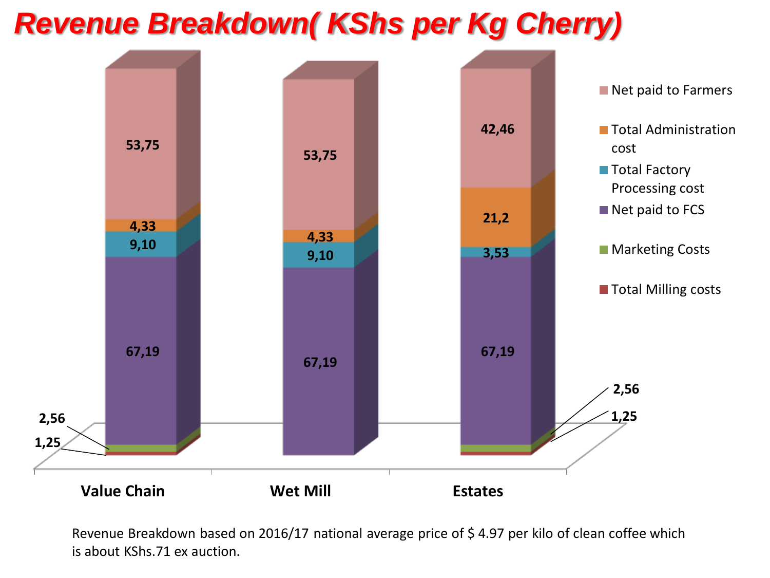# Revenue Breakdown( KShs per Kg Cherry)

| | Value Chain | Wet Mill | Estates |
|---|---|---|---|
| Net paid to Farmers | 53,75 | 53,75 | 42,46 |
| Total Administration cost | 4,33 | 4,33 | 21,2 |
| Total Factory Processing cost | 9,10 | 9,10 | 3,53 |
| Net paid to FCS | 67,19 | 67,19 | 67,19 |
| Marketing Costs | 2,56 | | 2,56 |
| Total Milling costs | 1,25 | | 1,25 |

Revenue Breakdown based on 2016/17 national average price of $ 4.97 per kilo of clean coffee which is about KShs.71 ex auction.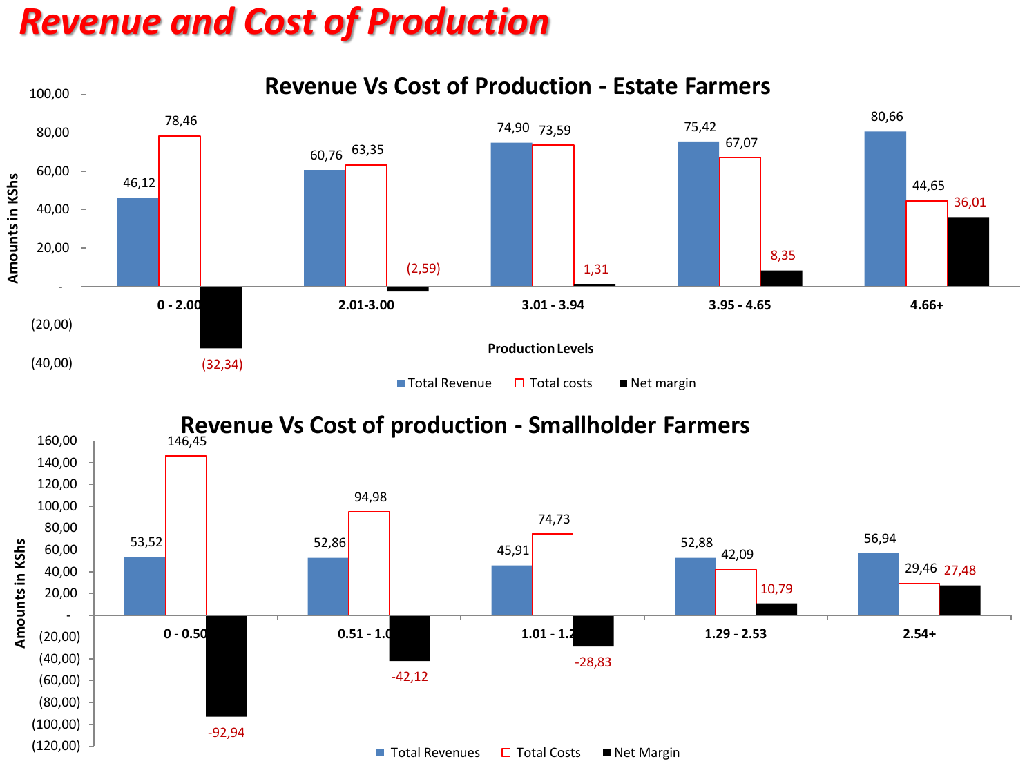# Revenue and Cost of Production

## Revenue Vs Cost of Production - Estate Farmers

Amounts in KShs, by Production Levels

| Production Levels | Total Revenue | Total costs | Net margin |
|---|---|---|---|
| 0 - 2.00 | 46,12 | 78,46 | (32,34) |
| 2.01-3.00 | 60,76 | 63,35 | (2,59) |
| 3.01 - 3.94 | 74,90 | 73,59 | 1,31 |
| 3.95 - 4.65 | 75,42 | 67,07 | 8,35 |
| 4.66+ | 80,66 | 44,65 | 36,01 |

## Revenue Vs Cost of production - Smallholder Farmers

Amounts in KShs

| Production Levels | Total Revenues | Total Costs | Net Margin |
|---|---|---|---|
| 0 - 0.50 | 53,52 | 146,45 | -92,94 |
| 0.51 - 1.0 | 52,86 | 94,98 | -42,12 |
| 1.01 - 1.2 | 45,91 | 74,73 | -28,83 |
| 1.29 - 2.53 | 52,88 | 42,09 | 10,79 |
| 2.54+ | 56,94 | 29,46 | 27,48 |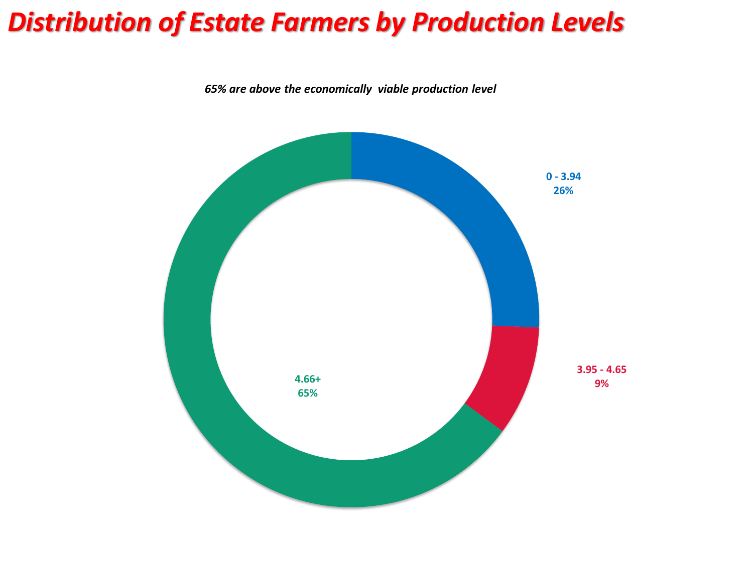# Distribution of Estate Farmers by Production Levels

***65% are above the economically viable production level***

**0 - 3.94**
**26%**

**3.95 - 4.65**
**9%**

**4.66+**
**65%**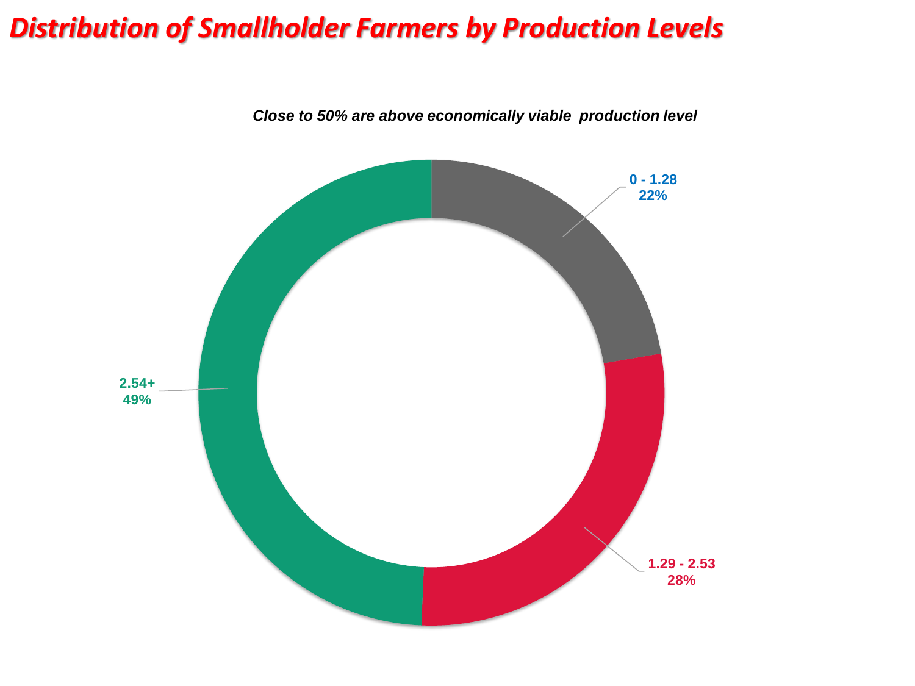# Distribution of Smallholder Farmers by Production Levels

***Close to 50% are above economically viable production level***

| Production Level | Share |
| --- | --- |
| 0 - 1.28 | 22% |
| 1.29 - 2.53 | 28% |
| 2.54+ | 49% |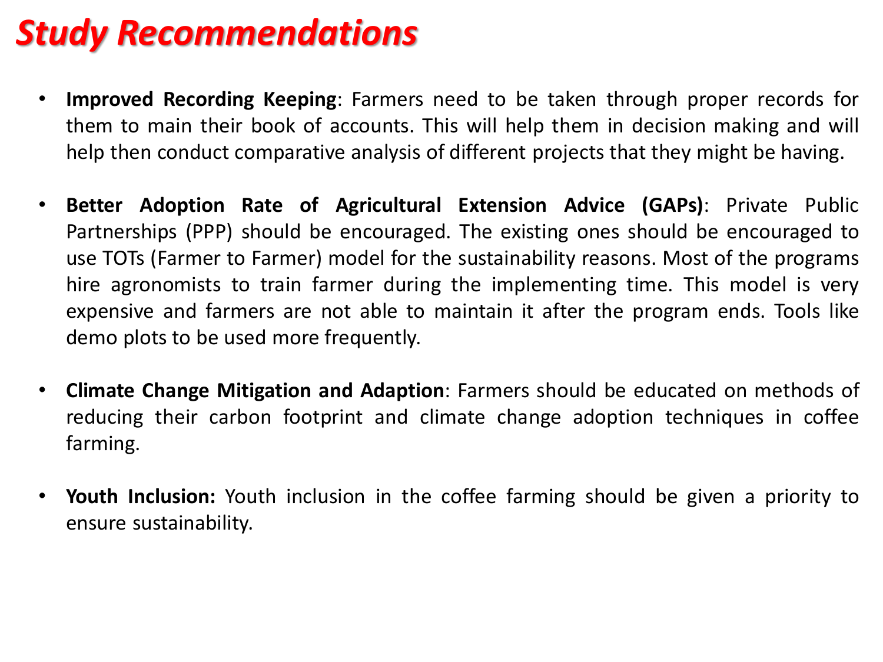# Study Recommendations

- **Improved Recording Keeping**: Farmers need to be taken through proper records for them to main their book of accounts. This will help them in decision making and will help then conduct comparative analysis of different projects that they might be having.

- **Better Adoption Rate of Agricultural Extension Advice (GAPs)**: Private Public Partnerships (PPP) should be encouraged. The existing ones should be encouraged to use TOTs (Farmer to Farmer) model for the sustainability reasons. Most of the programs hire agronomists to train farmer during the implementing time. This model is very expensive and farmers are not able to maintain it after the program ends. Tools like demo plots to be used more frequently.

- **Climate Change Mitigation and Adaption**: Farmers should be educated on methods of reducing their carbon footprint and climate change adoption techniques in coffee farming.

- **Youth Inclusion:** Youth inclusion in the coffee farming should be given a priority to ensure sustainability.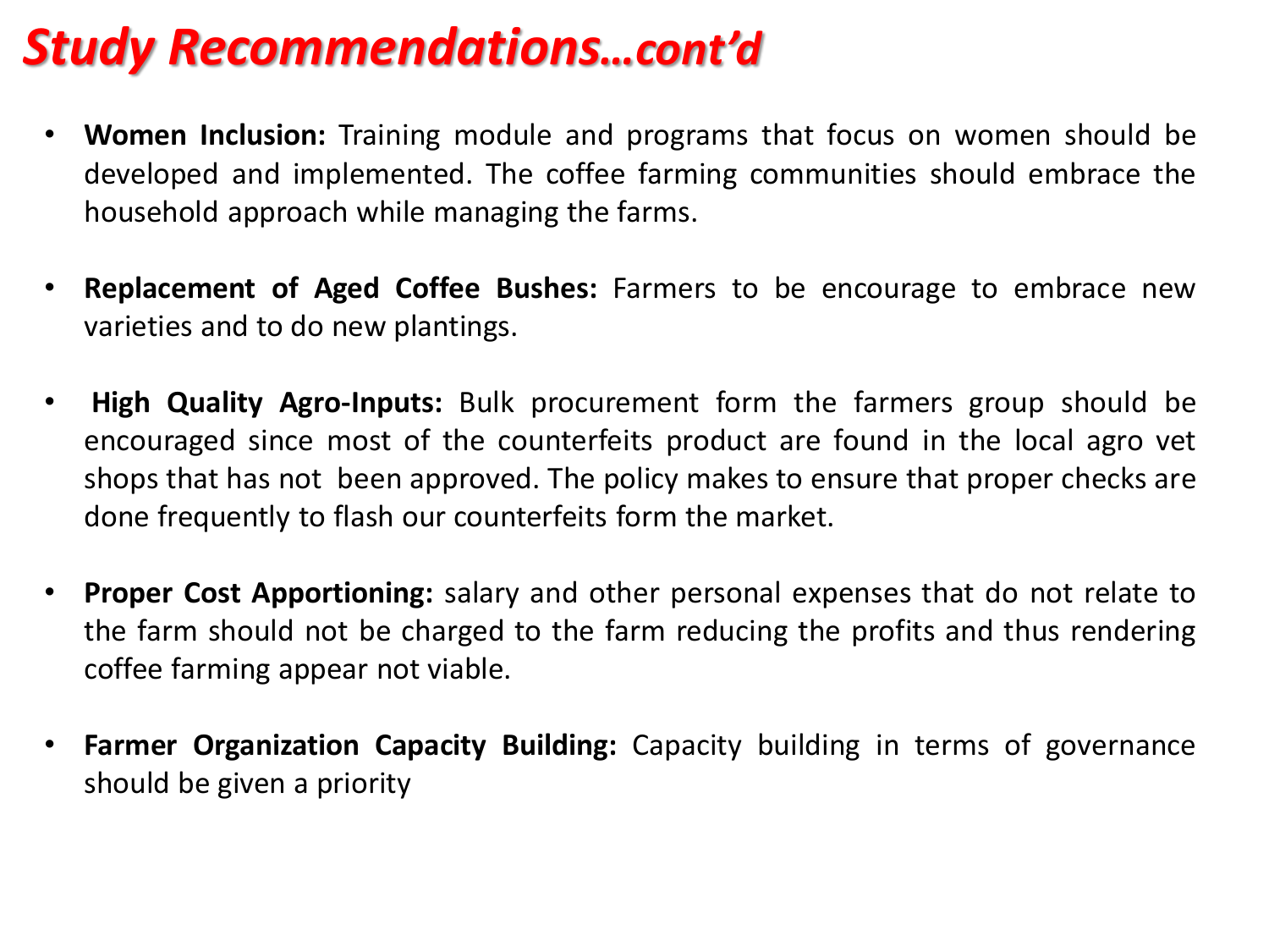# *Study Recommendations…cont'd*

- **Women Inclusion:** Training module and programs that focus on women should be developed and implemented. The coffee farming communities should embrace the household approach while managing the farms.

- **Replacement of Aged Coffee Bushes:** Farmers to be encourage to embrace new varieties and to do new plantings.

- **High Quality Agro-Inputs:** Bulk procurement form the farmers group should be encouraged since most of the counterfeits product are found in the local agro vet shops that has not been approved. The policy makes to ensure that proper checks are done frequently to flash our counterfeits form the market.

- **Proper Cost Apportioning:** salary and other personal expenses that do not relate to the farm should not be charged to the farm reducing the profits and thus rendering coffee farming appear not viable.

- **Farmer Organization Capacity Building:** Capacity building in terms of governance should be given a priority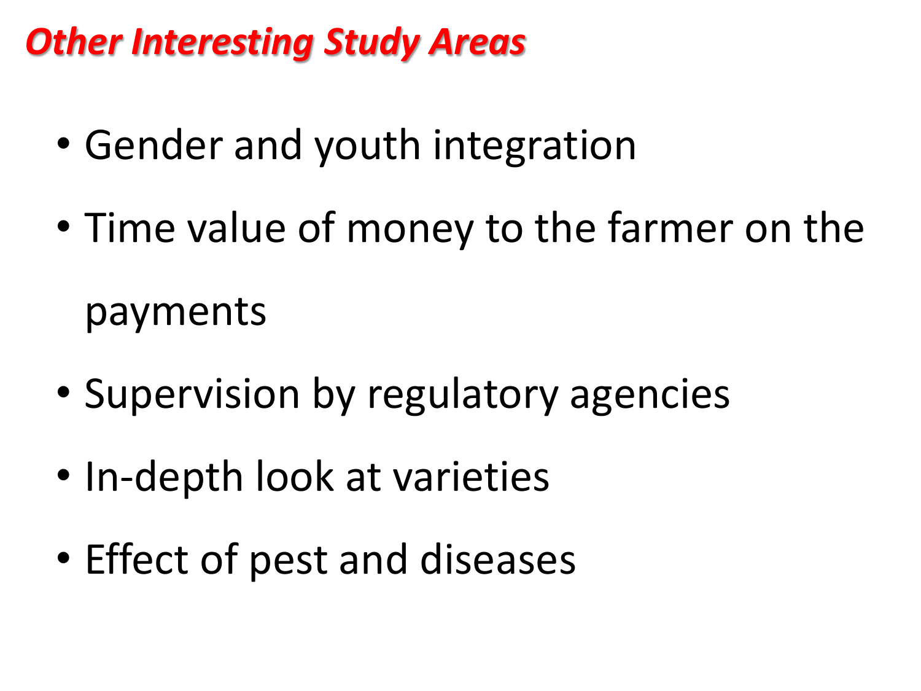# *Other Interesting Study Areas*

- Gender and youth integration
- Time value of money to the farmer on the payments
- Supervision by regulatory agencies
- In-depth look at varieties
- Effect of pest and diseases